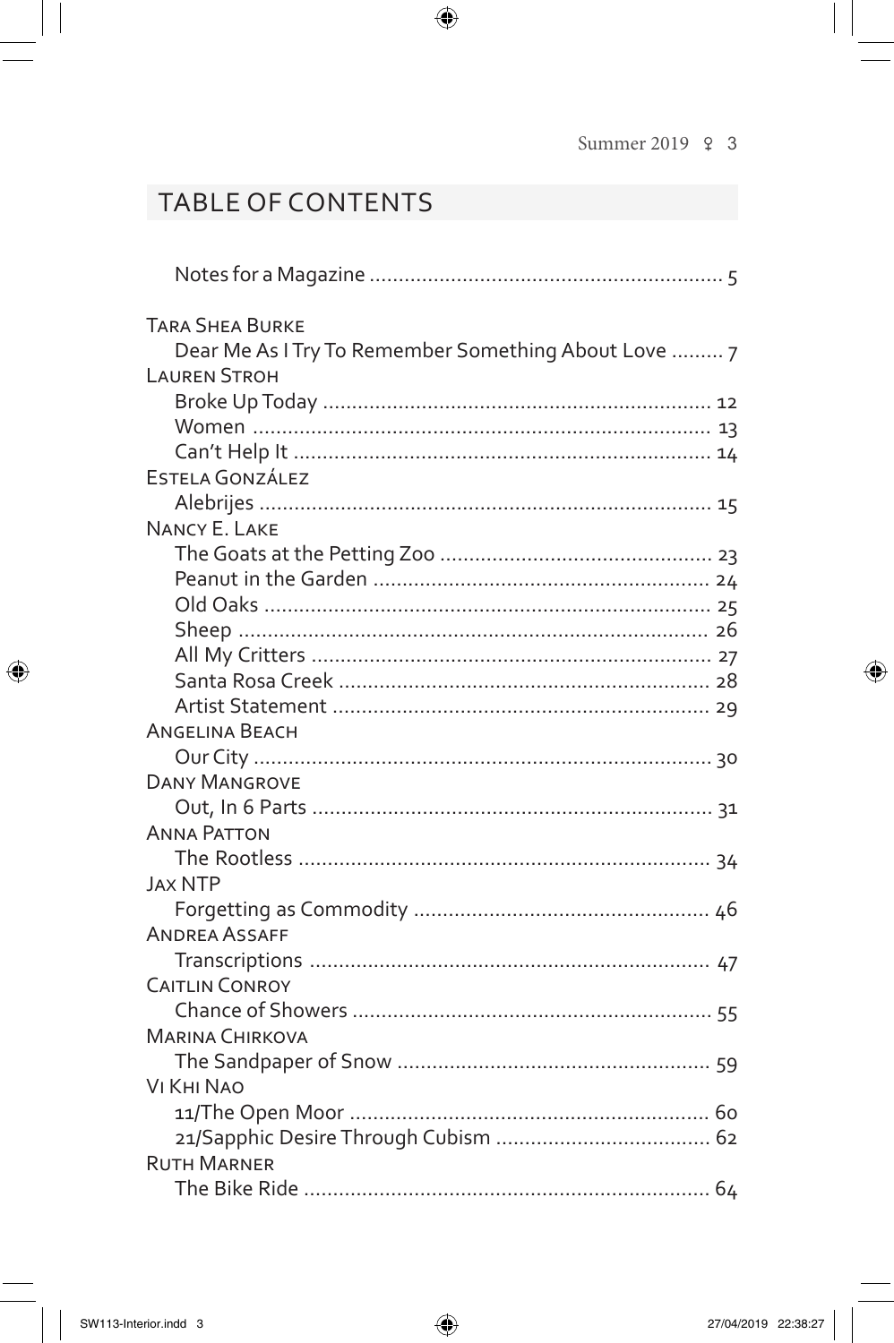## TABLE OF CONTENTS

Notes for a Magazine ............................................................ 5

TARA SHEA BURKE
Dear Me As I Try To Remember Something About Love ......... 7

LAUREN STROH
Broke Up Today .................................................................. 12
Women ............................................................................... 13
Can't Help It ....................................................................... 14

ESTELA GONZÁLEZ
Alebrijes ............................................................................. 15

NANCY E. LAKE
The Goats at the Petting Zoo .............................................. 23
Peanut in the Garden .......................................................... 24
Old Oaks ............................................................................ 25
Sheep ................................................................................. 26
All My Critters .................................................................... 27
Santa Rosa Creek ............................................................... 28
Artist Statement ................................................................. 29

ANGELINA BEACH
Our City .............................................................................. 30

DANY MANGROVE
Out, In 6 Parts .................................................................... 31

ANNA PATTON
The Rootless ...................................................................... 34

JAX NTP
Forgetting as Commodity ................................................... 46

ANDREA ASSAFF
Transcriptions .................................................................... 47

CAITLIN CONROY
Chance of Showers ............................................................. 55

MARINA CHIRKOVA
The Sandpaper of Snow ...................................................... 59

VI KHI NAO
11/The Open Moor ............................................................. 60
21/Sapphic Desire Through Cubism .................................... 62

RUTH MARNER
The Bike Ride ..................................................................... 64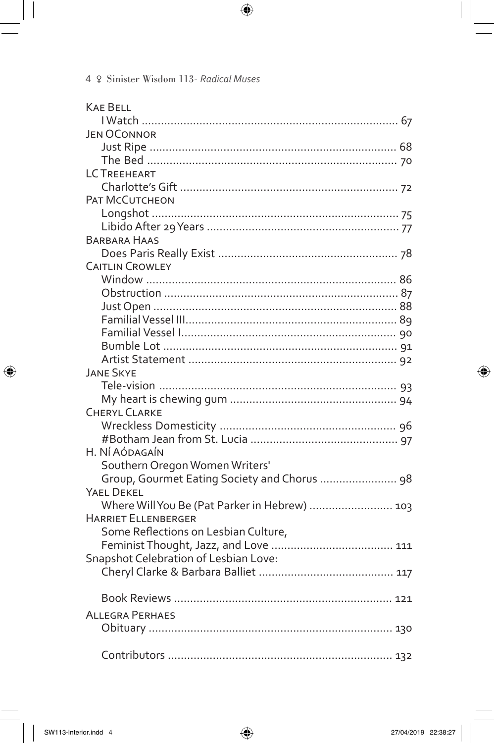Kae Bell
- I Watch ............................................................................ 67

Jen OConnor
- Just Ripe ............................................................................ 68
- The Bed ............................................................................ 70

LC Treeheart
- Charlotte's Gift ............................................................................ 72

Pat McCutcheon
- Longshot ............................................................................ 75
- Libido After 29 Years ............................................................................ 77

Barbara Haas
- Does Paris Really Exist ............................................................................ 78

Caitlin Crowley
- Window ............................................................................ 86
- Obstruction ............................................................................ 87
- Just Open ............................................................................ 88
- Familial Vessel III ............................................................................ 89
- Familial Vessel I ............................................................................ 90
- Bumble Lot ............................................................................ 91
- Artist Statement ............................................................................ 92

Jane Skye
- Tele-vision ............................................................................ 93
- My heart is chewing gum ............................................................................ 94

Cheryl Clarke
- Wreckless Domesticity ............................................................................ 96
- #Botham Jean from St. Lucia ............................................................................ 97

H. Ní Aódagaín
- Southern Oregon Women Writers' Group, Gourmet Eating Society and Chorus ............................................................................ 98

Yael Dekel
- Where Will You Be (Pat Parker in Hebrew) ............................................................................ 103

Harriet Ellenberger
- Some Reflections on Lesbian Culture, Feminist Thought, Jazz, and Love ............................................................................ 111

Snapshot Celebration of Lesbian Love:
- Cheryl Clarke & Barbara Balliet ............................................................................ 117

Book Reviews ............................................................................ 121

Allegra Perhaes
- Obituary ............................................................................ 130

Contributors ............................................................................ 132